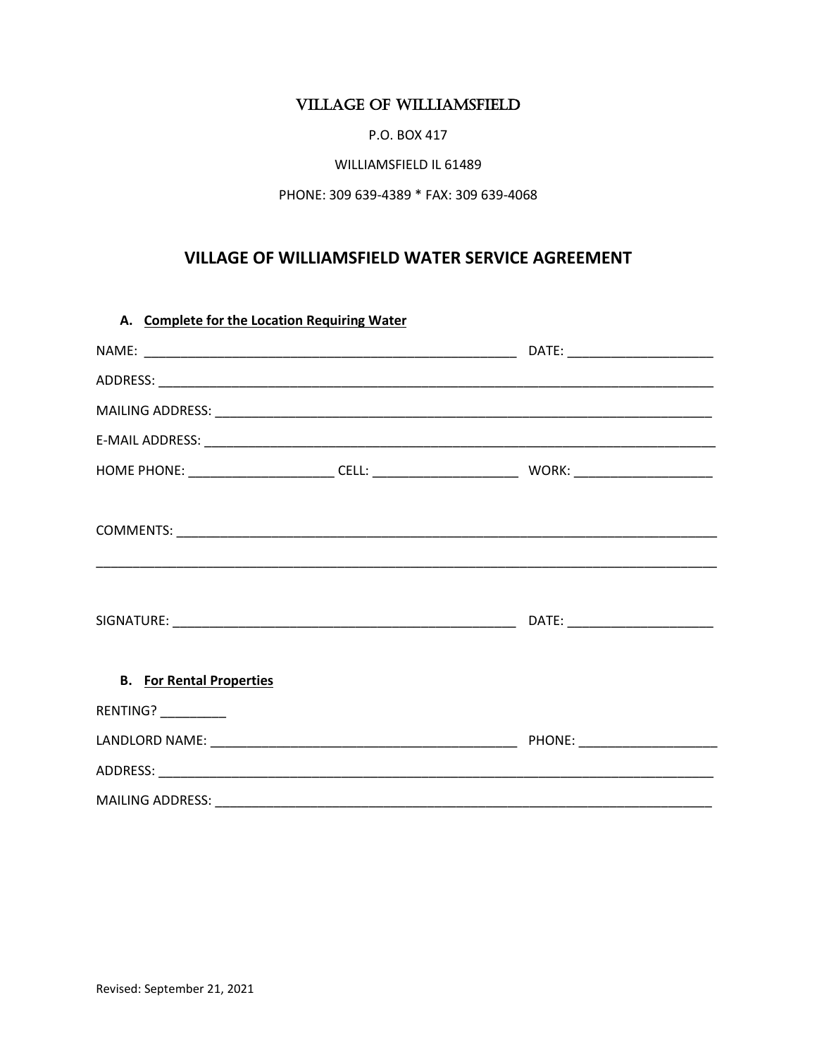# VILLAGE OF WILLIAMSFIELD

P.O. BOX 417

WILLIAMSFIELD IL 61489

PHONE: 309 639-4389 * FAX: 309 639-4068

## VILLAGE OF WILLIAMSFIELD WATER SERVICE AGREEMENT

**A. Complete for the Location Requiring Water**

NAME: ____________________________________________________ DATE: ____________________

ADDRESS: ______________________________________________________________________________

MAILING ADDRESS: ______________________________________________________________________

E-MAIL ADDRESS: _______________________________________________________________________

HOME PHONE: ____________________ CELL: ____________________ WORK: ___________________

COMMENTS: ____________________________________________________________________________

_______________________________________________________________________________________

SIGNATURE: ____________________________________________ DATE: ____________________

**B. For Rental Properties**

RENTING? _________

LANDLORD NAME: __________________________________________ PHONE: ___________________

ADDRESS: ______________________________________________________________________________

MAILING ADDRESS: ______________________________________________________________________

Revised: September 21, 2021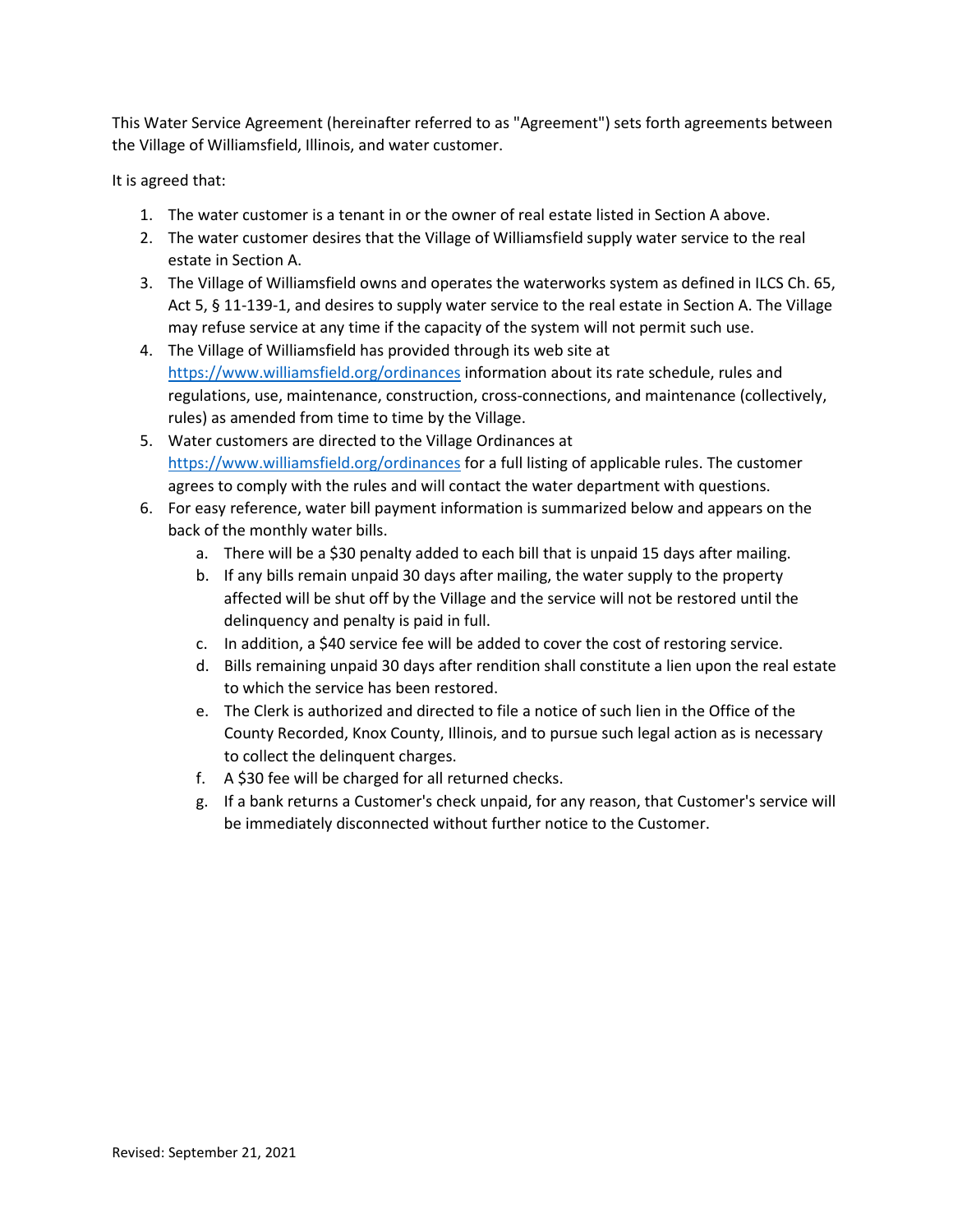This Water Service Agreement (hereinafter referred to as "Agreement") sets forth agreements between the Village of Williamsfield, Illinois, and water customer.

It is agreed that:

1. The water customer is a tenant in or the owner of real estate listed in Section A above.
2. The water customer desires that the Village of Williamsfield supply water service to the real estate in Section A.
3. The Village of Williamsfield owns and operates the waterworks system as defined in ILCS Ch. 65, Act 5, § 11-139-1, and desires to supply water service to the real estate in Section A. The Village may refuse service at any time if the capacity of the system will not permit such use.
4. The Village of Williamsfield has provided through its web site at https://www.williamsfield.org/ordinances information about its rate schedule, rules and regulations, use, maintenance, construction, cross-connections, and maintenance (collectively, rules) as amended from time to time by the Village.
5. Water customers are directed to the Village Ordinances at https://www.williamsfield.org/ordinances for a full listing of applicable rules. The customer agrees to comply with the rules and will contact the water department with questions.
6. For easy reference, water bill payment information is summarized below and appears on the back of the monthly water bills.
   a. There will be a $30 penalty added to each bill that is unpaid 15 days after mailing.
   b. If any bills remain unpaid 30 days after mailing, the water supply to the property affected will be shut off by the Village and the service will not be restored until the delinquency and penalty is paid in full.
   c. In addition, a $40 service fee will be added to cover the cost of restoring service.
   d. Bills remaining unpaid 30 days after rendition shall constitute a lien upon the real estate to which the service has been restored.
   e. The Clerk is authorized and directed to file a notice of such lien in the Office of the County Recorded, Knox County, Illinois, and to pursue such legal action as is necessary to collect the delinquent charges.
   f. A $30 fee will be charged for all returned checks.
   g. If a bank returns a Customer's check unpaid, for any reason, that Customer's service will be immediately disconnected without further notice to the Customer.

Revised: September 21, 2021